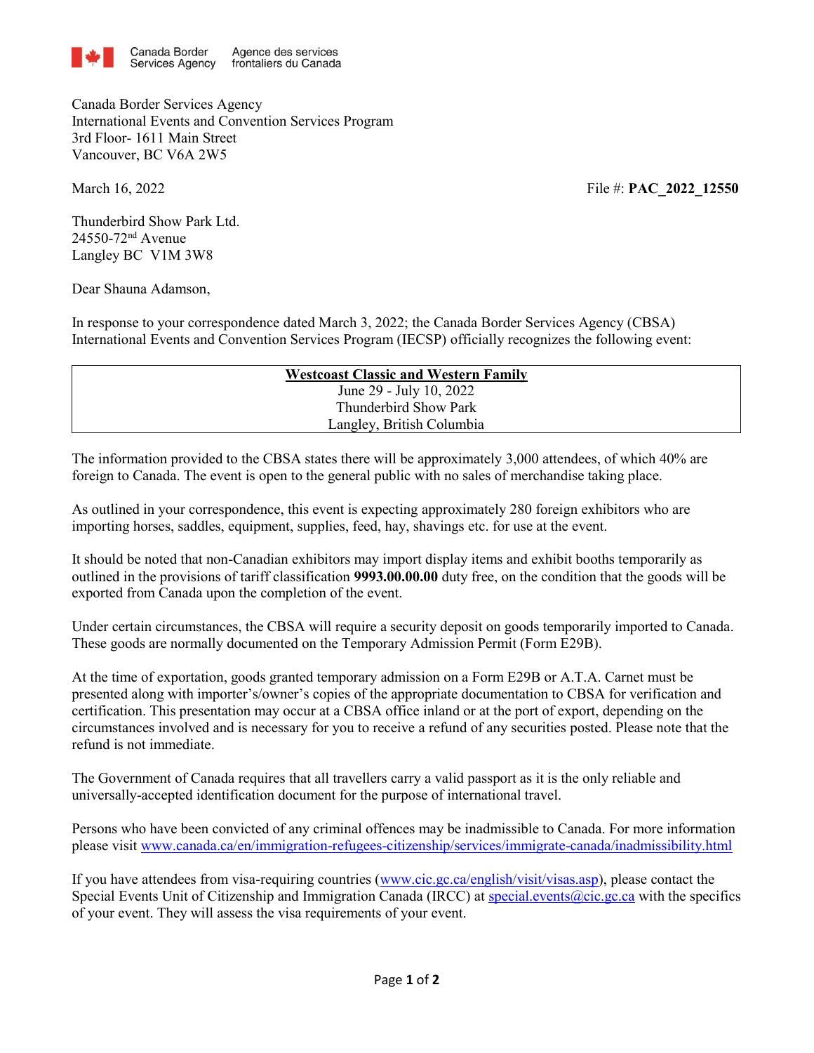Canada Border Services Agency | Agence des services frontaliers du Canada

Canada Border Services Agency
International Events and Convention Services Program
3rd Floor- 1611 Main Street
Vancouver, BC V6A 2W5

March 16, 2022

File #: **PAC_2022_12550**

Thunderbird Show Park Ltd.
24550-72nd Avenue
Langley BC V1M 3W8

Dear Shauna Adamson,

In response to your correspondence dated March 3, 2022; the Canada Border Services Agency (CBSA) International Events and Convention Services Program (IECSP) officially recognizes the following event:

| **Westcoast Classic and Western Family** |
|---|
| June 29 - July 10, 2022 |
| Thunderbird Show Park |
| Langley, British Columbia |

The information provided to the CBSA states there will be approximately 3,000 attendees, of which 40% are foreign to Canada. The event is open to the general public with no sales of merchandise taking place.

As outlined in your correspondence, this event is expecting approximately 280 foreign exhibitors who are importing horses, saddles, equipment, supplies, feed, hay, shavings etc. for use at the event.

It should be noted that non-Canadian exhibitors may import display items and exhibit booths temporarily as outlined in the provisions of tariff classification **9993.00.00.00** duty free, on the condition that the goods will be exported from Canada upon the completion of the event.

Under certain circumstances, the CBSA will require a security deposit on goods temporarily imported to Canada. These goods are normally documented on the Temporary Admission Permit (Form E29B).

At the time of exportation, goods granted temporary admission on a Form E29B or A.T.A. Carnet must be presented along with importer's/owner's copies of the appropriate documentation to CBSA for verification and certification. This presentation may occur at a CBSA office inland or at the port of export, depending on the circumstances involved and is necessary for you to receive a refund of any securities posted. Please note that the refund is not immediate.

The Government of Canada requires that all travellers carry a valid passport as it is the only reliable and universally-accepted identification document for the purpose of international travel.

Persons who have been convicted of any criminal offences may be inadmissible to Canada. For more information please visit www.canada.ca/en/immigration-refugees-citizenship/services/immigrate-canada/inadmissibility.html

If you have attendees from visa-requiring countries (www.cic.gc.ca/english/visit/visas.asp), please contact the Special Events Unit of Citizenship and Immigration Canada (IRCC) at special.events@cic.gc.ca with the specifics of your event. They will assess the visa requirements of your event.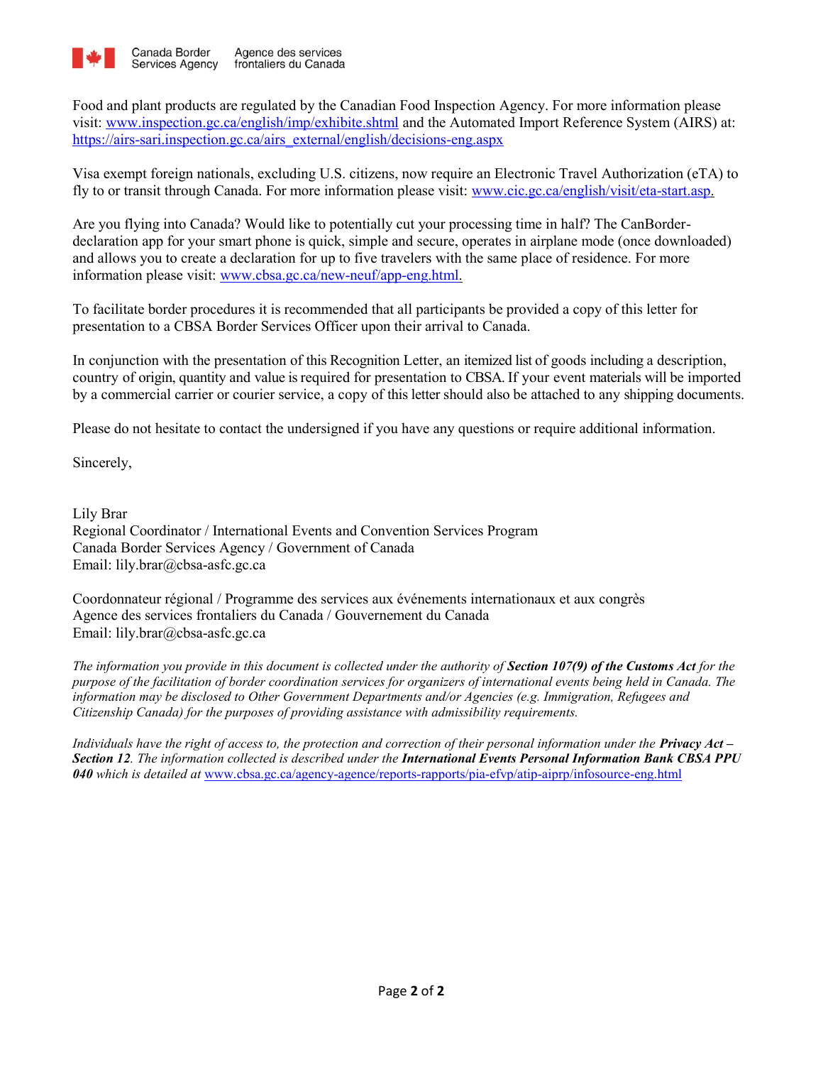Food and plant products are regulated by the Canadian Food Inspection Agency. For more information please visit: www.inspection.gc.ca/english/imp/exhibite.shtml and the Automated Import Reference System (AIRS) at: https://airs-sari.inspection.gc.ca/airs_external/english/decisions-eng.aspx

Visa exempt foreign nationals, excluding U.S. citizens, now require an Electronic Travel Authorization (eTA) to fly to or transit through Canada. For more information please visit: www.cic.gc.ca/english/visit/eta-start.asp.

Are you flying into Canada? Would like to potentially cut your processing time in half? The CanBorder-declaration app for your smart phone is quick, simple and secure, operates in airplane mode (once downloaded) and allows you to create a declaration for up to five travelers with the same place of residence. For more information please visit: www.cbsa.gc.ca/new-neuf/app-eng.html.

To facilitate border procedures it is recommended that all participants be provided a copy of this letter for presentation to a CBSA Border Services Officer upon their arrival to Canada.

In conjunction with the presentation of this Recognition Letter, an itemized list of goods including a description, country of origin, quantity and value is required for presentation to CBSA. If your event materials will be imported by a commercial carrier or courier service, a copy of this letter should also be attached to any shipping documents.

Please do not hesitate to contact the undersigned if you have any questions or require additional information.

Sincerely,

Lily Brar
Regional Coordinator / International Events and Convention Services Program
Canada Border Services Agency / Government of Canada
Email: lily.brar@cbsa-asfc.gc.ca

Coordonnateur régional / Programme des services aux événements internationaux et aux congrès
Agence des services frontaliers du Canada / Gouvernement du Canada
Email: lily.brar@cbsa-asfc.gc.ca

*The information you provide in this document is collected under the authority of **Section 107(9) of the Customs Act** for the purpose of the facilitation of border coordination services for organizers of international events being held in Canada. The information may be disclosed to Other Government Departments and/or Agencies (e.g. Immigration, Refugees and Citizenship Canada) for the purposes of providing assistance with admissibility requirements.*

*Individuals have the right of access to, the protection and correction of their personal information under the **Privacy Act – Section 12**. The information collected is described under the **International Events Personal Information Bank CBSA PPU 040** which is detailed at* www.cbsa.gc.ca/agency-agence/reports-rapports/pia-efvp/atip-aiprp/infosource-eng.html